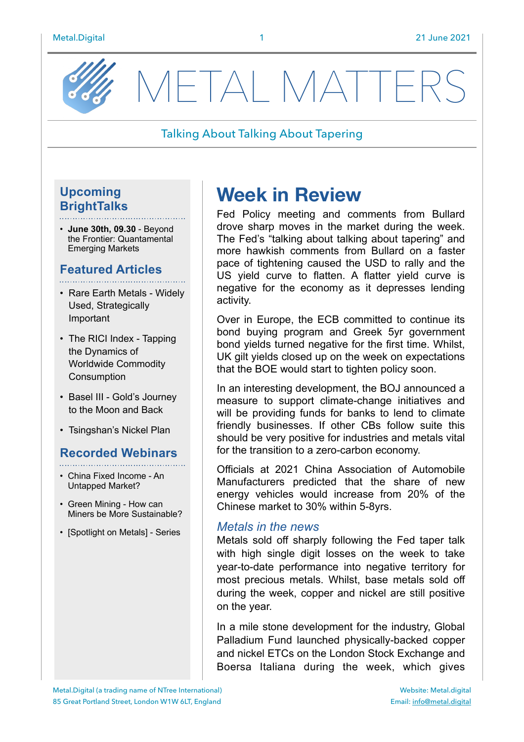# METAL MATTERS

Talking About Talking About Tapering

## Upcoming BrightTalks

- **June 30th, 09.30** - Beyond the Frontier: Quantamental Emerging Markets

## Featured Articles

- Rare Earth Metals - Widely Used, Strategically Important
- The RICI Index - Tapping the Dynamics of Worldwide Commodity Consumption
- Basel III - Gold's Journey to the Moon and Back
- Tsingshan's Nickel Plan

## Recorded Webinars

- China Fixed Income - An Untapped Market?
- Green Mining - How can Miners be More Sustainable?
- [Spotlight on Metals] - Series

# Week in Review

Fed Policy meeting and comments from Bullard drove sharp moves in the market during the week. The Fed's "talking about talking about tapering" and more hawkish comments from Bullard on a faster pace of tightening caused the USD to rally and the US yield curve to flatten. A flatter yield curve is negative for the economy as it depresses lending activity.

Over in Europe, the ECB committed to continue its bond buying program and Greek 5yr government bond yields turned negative for the first time. Whilst, UK gilt yields closed up on the week on expectations that the BOE would start to tighten policy soon.

In an interesting development, the BOJ announced a measure to support climate-change initiatives and will be providing funds for banks to lend to climate friendly businesses. If other CBs follow suite this should be very positive for industries and metals vital for the transition to a zero-carbon economy.

Officials at 2021 China Association of Automobile Manufacturers predicted that the share of new energy vehicles would increase from 20% of the Chinese market to 30% within 5-8yrs.

### *Metals in the news*

Metals sold off sharply following the Fed taper talk with high single digit losses on the week to take year-to-date performance into negative territory for most precious metals. Whilst, base metals sold off during the week, copper and nickel are still positive on the year.

In a mile stone development for the industry, Global Palladium Fund launched physically-backed copper and nickel ETCs on the London Stock Exchange and Boersa Italiana during the week, which gives

Metal.Digital (a trading name of NTree International)
85 Great Portland Street, London W1W 6LT, England

Website: Metal.digital
Email: info@metal.digital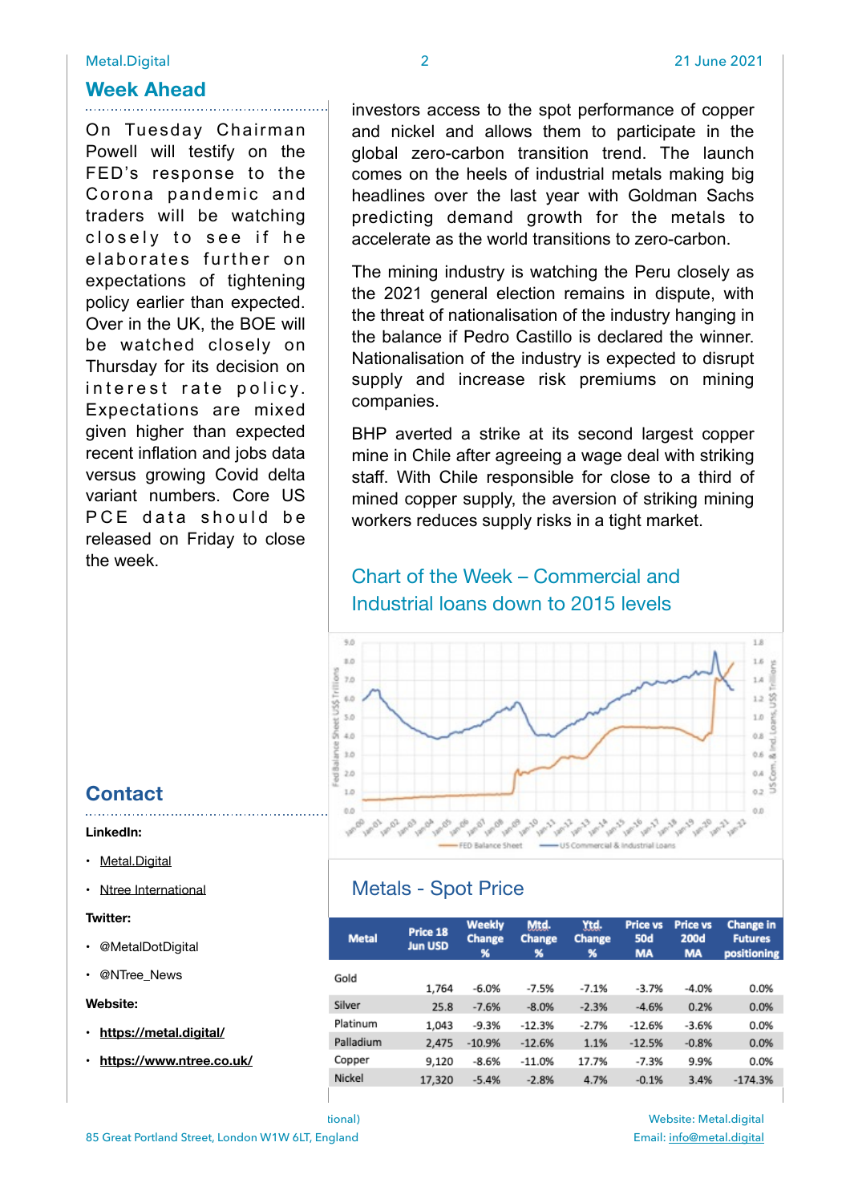## Week Ahead

On Tuesday Chairman Powell will testify on the FED's response to the Corona pandemic and traders will be watching closely to see if he elaborates further on expectations of tightening policy earlier than expected. Over in the UK, the BOE will be watched closely on Thursday for its decision on interest rate policy. Expectations are mixed given higher than expected recent inflation and jobs data versus growing Covid delta variant numbers. Core US PCE data should be released on Friday to close the week.

investors access to the spot performance of copper and nickel and allows them to participate in the global zero-carbon transition trend. The launch comes on the heels of industrial metals making big headlines over the last year with Goldman Sachs predicting demand growth for the metals to accelerate as the world transitions to zero-carbon.

The mining industry is watching the Peru closely as the 2021 general election remains in dispute, with the threat of nationalisation of the industry hanging in the balance if Pedro Castillo is declared the winner. Nationalisation of the industry is expected to disrupt supply and increase risk premiums on mining companies.

BHP averted a strike at its second largest copper mine in Chile after agreeing a wage deal with striking staff. With Chile responsible for close to a third of mined copper supply, the aversion of striking mining workers reduces supply risks in a tight market.

## Chart of the Week – Commercial and Industrial loans down to 2015 levels

## Metals - Spot Price

| Metal | Price 18 Jun USD | Weekly Change % | Mtd. Change % | Ytd. Change % | Price vs 50d MA | Price vs 200d MA | Change in Futures positioning |
|---|---|---|---|---|---|---|---|
| Gold | 1,764 | -6.0% | -7.5% | -7.1% | -3.7% | -4.0% | 0.0% |
| Silver | 25.8 | -7.6% | -8.0% | -2.3% | -4.6% | 0.2% | 0.0% |
| Platinum | 1,043 | -9.3% | -12.3% | -2.7% | -12.6% | -3.6% | 0.0% |
| Palladium | 2,475 | -10.9% | -12.6% | 1.1% | -12.5% | -0.8% | 0.0% |
| Copper | 9,120 | -8.6% | -11.0% | 17.7% | -7.3% | 9.9% | 0.0% |
| Nickel | 17,320 | -5.4% | -2.8% | 4.7% | -0.1% | 3.4% | -174.3% |

## Contact

**LinkedIn:**

- Metal.Digital
- Ntree International

**Twitter:**

- @MetalDotDigital
- @NTree_News

**Website:**

- **https://metal.digital/**
- **https://www.ntree.co.uk/**

tional)

85 Great Portland Street, London W1W 6LT, England

Website: Metal.digital

Email: info@metal.digital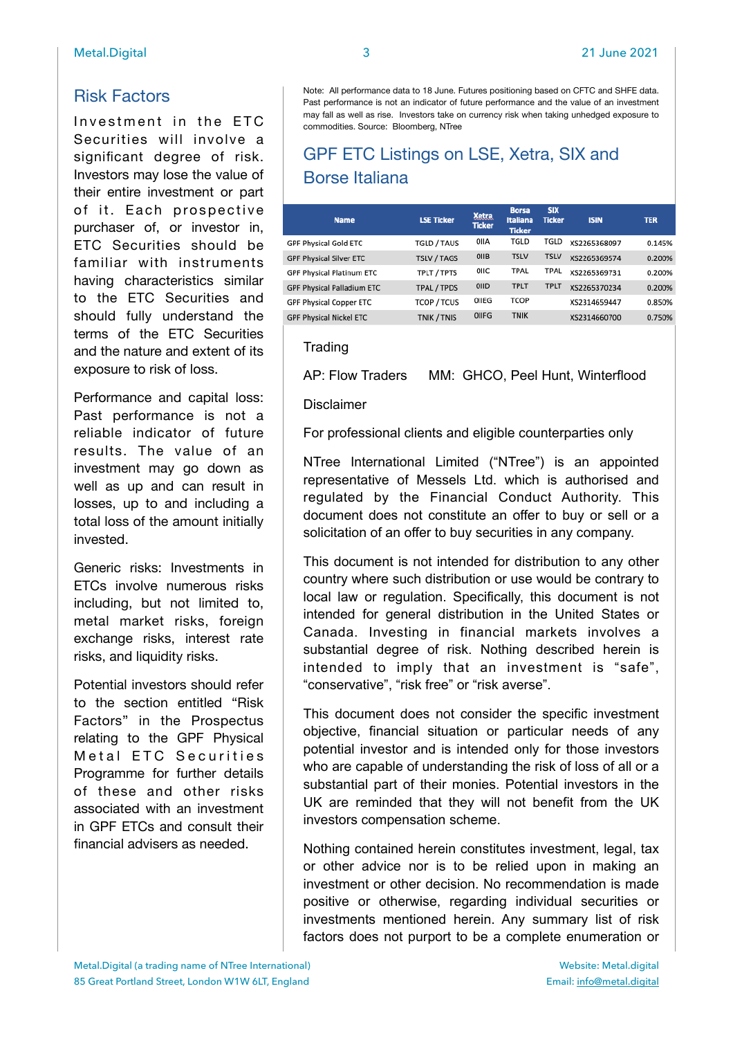## Risk Factors

Investment in the ETC Securities will involve a significant degree of risk. Investors may lose the value of their entire investment or part of it. Each prospective purchaser of, or investor in, ETC Securities should be familiar with instruments having characteristics similar to the ETC Securities and should fully understand the terms of the ETC Securities and the nature and extent of its exposure to risk of loss.

Performance and capital loss: Past performance is not a reliable indicator of future results. The value of an investment may go down as well as up and can result in losses, up to and including a total loss of the amount initially invested.

Generic risks: Investments in ETCs involve numerous risks including, but not limited to, metal market risks, foreign exchange risks, interest rate risks, and liquidity risks.

Potential investors should refer to the section entitled "Risk Factors" in the Prospectus relating to the GPF Physical Metal ETC Securities Programme for further details of these and other risks associated with an investment in GPF ETCs and consult their financial advisers as needed.

Note: All performance data to 18 June. Futures positioning based on CFTC and SHFE data. Past performance is not an indicator of future performance and the value of an investment may fall as well as rise. Investors take on currency risk when taking unhedged exposure to commodities. Source: Bloomberg, NTree

## GPF ETC Listings on LSE, Xetra, SIX and Borse Italiana

| Name | LSE Ticker | Xetra Ticker | Borsa Italiana Ticker | SIX Ticker | ISIN | TER |
|---|---|---|---|---|---|---|
| GPF Physical Gold ETC | TGLD / TAUS | 0IIA | TGLD | TGLD | XS2265368097 | 0.145% |
| GPF Physical Silver ETC | TSLV / TAGS | 0IIB | TSLV | TSLV | XS2265369574 | 0.200% |
| GPF Physical Platinum ETC | TPLT / TPTS | 0IIC | TPAL | TPAL | XS2265369731 | 0.200% |
| GPF Physical Palladium ETC | TPAL / TPDS | 0IID | TPLT | TPLT | XS2265370234 | 0.200% |
| GPF Physical Copper ETC | TCOP / TCUS | 0IIEG | TCOP | | XS2314659447 | 0.850% |
| GPF Physical Nickel ETC | TNIK / TNIS | 0IIFG | TNIK | | XS2314660700 | 0.750% |

Trading

AP: Flow Traders MM: GHCO, Peel Hunt, Winterflood

Disclaimer

For professional clients and eligible counterparties only

NTree International Limited ("NTree") is an appointed representative of Messels Ltd. which is authorised and regulated by the Financial Conduct Authority. This document does not constitute an offer to buy or sell or a solicitation of an offer to buy securities in any company.

This document is not intended for distribution to any other country where such distribution or use would be contrary to local law or regulation. Specifically, this document is not intended for general distribution in the United States or Canada. Investing in financial markets involves a substantial degree of risk. Nothing described herein is intended to imply that an investment is "safe", "conservative", "risk free" or "risk averse".

This document does not consider the specific investment objective, financial situation or particular needs of any potential investor and is intended only for those investors who are capable of understanding the risk of loss of all or a substantial part of their monies. Potential investors in the UK are reminded that they will not benefit from the UK investors compensation scheme.

Nothing contained herein constitutes investment, legal, tax or other advice nor is to be relied upon in making an investment or other decision. No recommendation is made positive or otherwise, regarding individual securities or investments mentioned herein. Any summary list of risk factors does not purport to be a complete enumeration or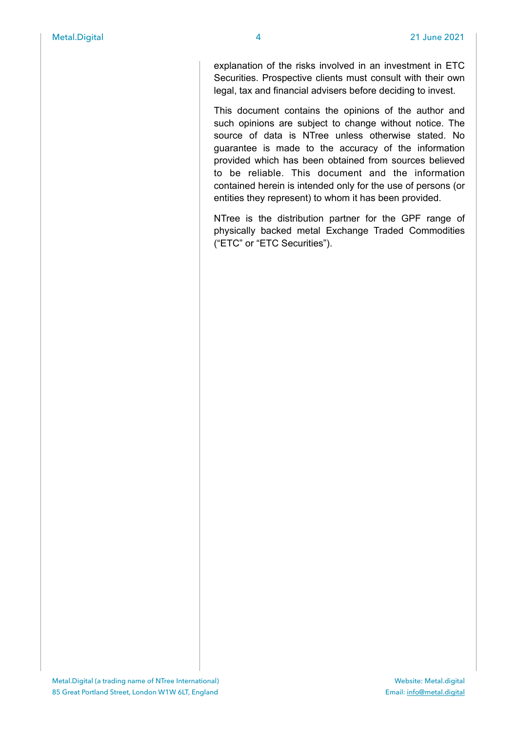explanation of the risks involved in an investment in ETC Securities. Prospective clients must consult with their own legal, tax and financial advisers before deciding to invest.

This document contains the opinions of the author and such opinions are subject to change without notice. The source of data is NTree unless otherwise stated. No guarantee is made to the accuracy of the information provided which has been obtained from sources believed to be reliable. This document and the information contained herein is intended only for the use of persons (or entities they represent) to whom it has been provided.

NTree is the distribution partner for the GPF range of physically backed metal Exchange Traded Commodities ("ETC" or "ETC Securities").